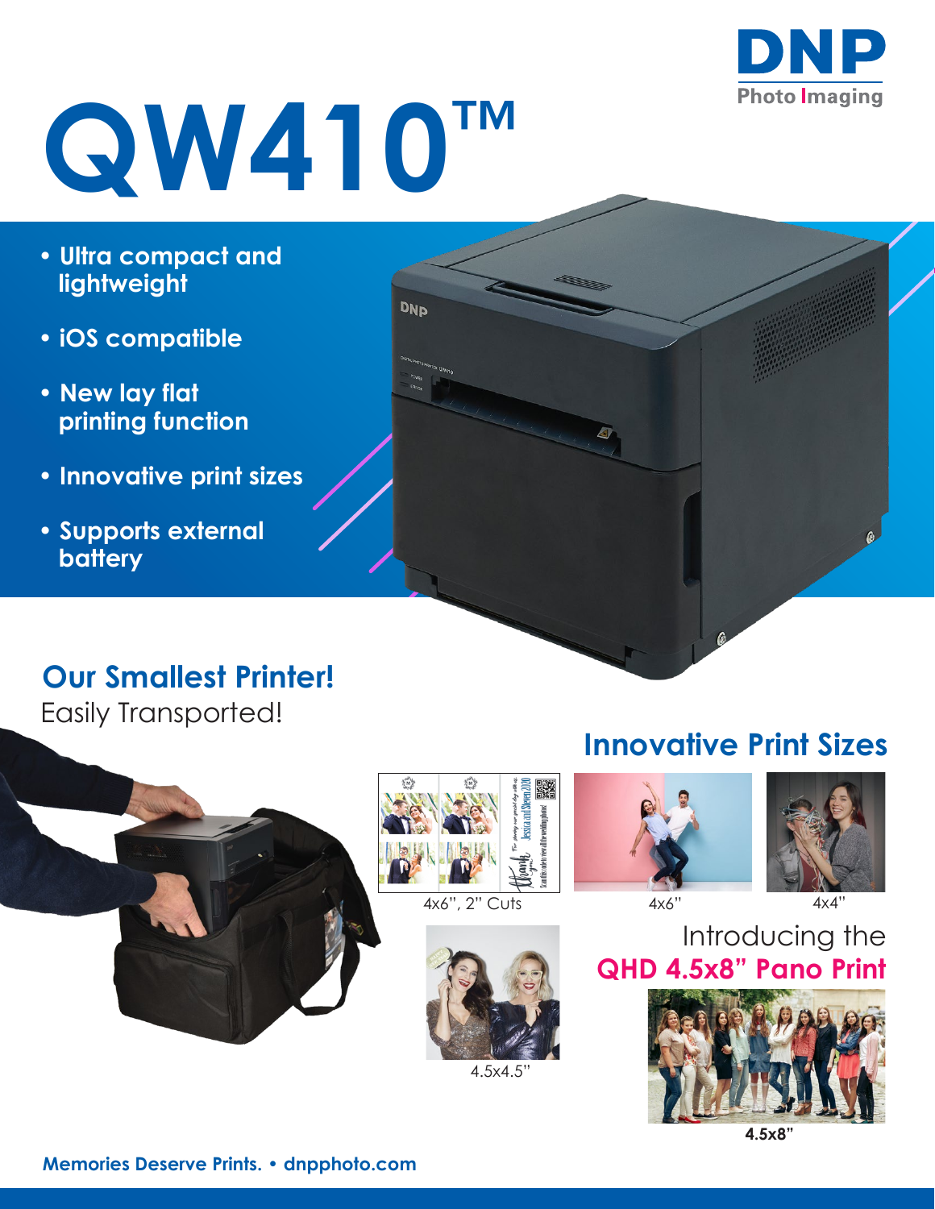DNP Photo Imaging

# QW410™

- Ultra compact and lightweight
- iOS compatible
- New lay flat printing function
- Innovative print sizes
- Supports external battery

## Our Smallest Printer!

Easily Transported!

## Innovative Print Sizes

4x6", 2" Cuts

4x6"

4x4"

4.5x4.5"

Introducing the

**QHD 4.5x8" Pano Print**

**4.5x8"**

**Memories Deserve Prints. • dnpphoto.com**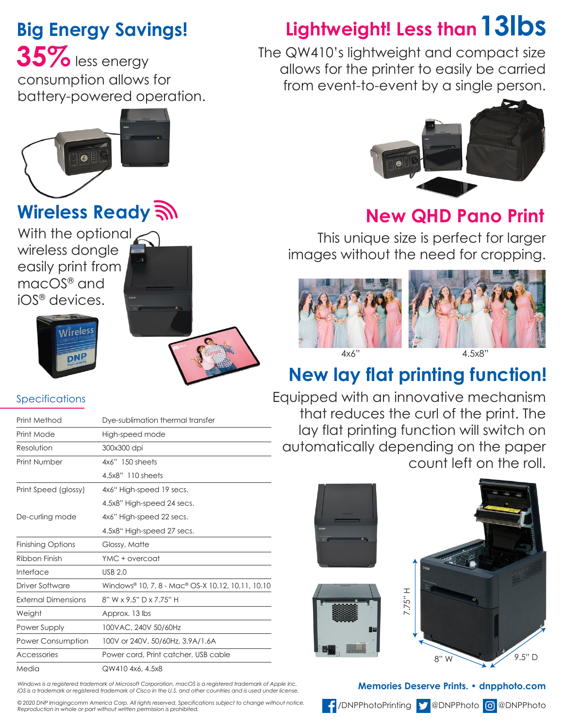## Big Energy Savings!

**35%** less energy consumption allows for battery-powered operation.

## Lightweight! Less than 13lbs

The QW410's lightweight and compact size allows for the printer to easily be carried from event-to-event by a single person.

## Wireless Ready

With the optional wireless dongle easily print from macOS® and iOS® devices.

## New QHD Pano Print

This unique size is perfect for larger images without the need for cropping.

4x6"

4.5x8"

## New lay flat printing function!

Equipped with an innovative mechanism that reduces the curl of the print. The lay flat printing function will switch on automatically depending on the paper count left on the roll.

7.75" H

8" W

9.5" D

### Specifications

| | |
|---|---|
| Print Method | Dye-sublimation thermal transfer |
| Print Mode | High-speed mode |
| Resolution | 300x300 dpi |
| Print Number | 4x6" 150 sheets |
| | 4.5x8" 110 sheets |
| Print Speed (glossy) | 4x6" High-speed 19 secs. |
| | 4.5x8" High-speed 24 secs. |
| De-curling mode | 4x6" High-speed 22 secs. |
| | 4.5x8" High-speed 27 secs. |
| Finishing Options | Glossy, Matte |
| Ribbon Finish | YMC + overcoat |
| Interface | USB 2.0 |
| Driver Software | Windows® 10, 7, 8 - Mac® OS-X 10.12, 10,11, 10.10 |
| External Dimensions | 8" W x 9.5" D x 7.75" H |
| Weight | Approx. 13 lbs |
| Power Supply | 100VAC, 240V 50/60Hz |
| Power Consumption | 100V or 240V, 50/60Hz, 3.9A/1.6A |
| Accessories | Power cord, Print catcher, USB cable |
| Media | QW410 4x6, 4.5x8 |

*Windows is a registered trademark of Microsoft Corporation. macOS is a registered trademark of Apple Inc. iOS is a trademark or registered trademark of Cisco in the U.S. and other countries and is used under license.*

*© 2020 DNP Imagingcomm America Corp. All rights reserved. Specifications subject to change without notice. Reproduction in whole or part without written permission is prohibited.*

**Memories Deserve Prints. • dnpphoto.com**

/DNPPhotoPrinting @DNPPhoto @DNPPhoto